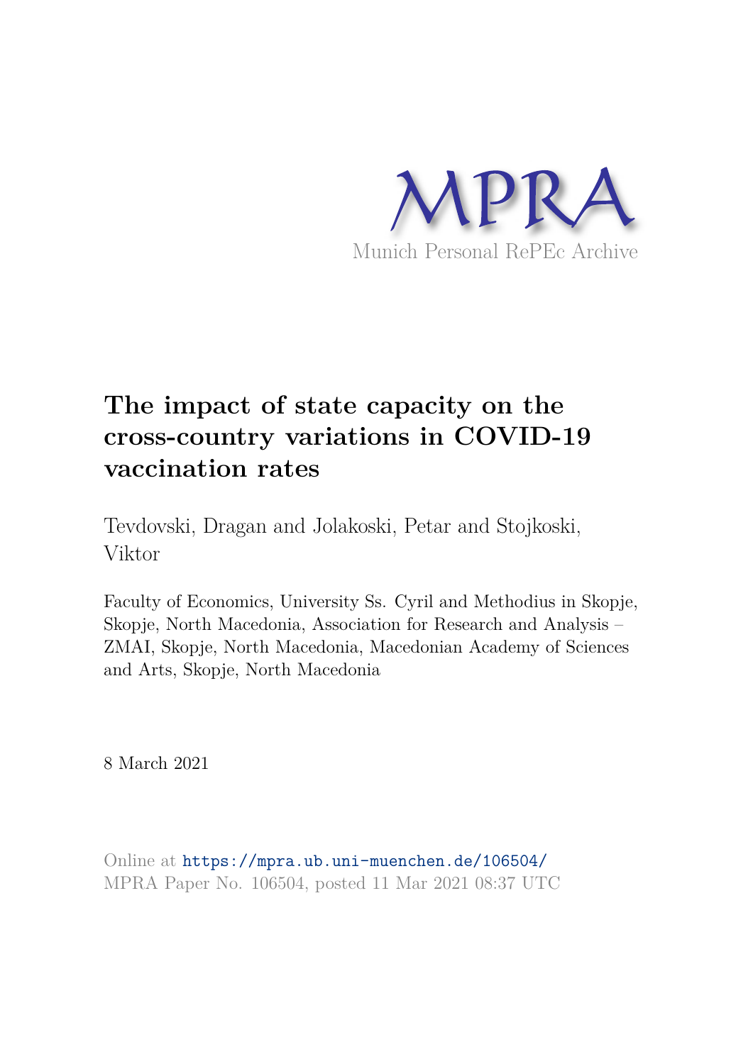MPRA

Munich Personal RePEc Archive

# The impact of state capacity on the cross-country variations in COVID-19 vaccination rates

Tevdovski, Dragan and Jolakoski, Petar and Stojkoski, Viktor

Faculty of Economics, University Ss. Cyril and Methodius in Skopje, Skopje, North Macedonia, Association for Research and Analysis – ZMAI, Skopje, North Macedonia, Macedonian Academy of Sciences and Arts, Skopje, North Macedonia

8 March 2021

Online at https://mpra.ub.uni-muenchen.de/106504/
MPRA Paper No. 106504, posted 11 Mar 2021 08:37 UTC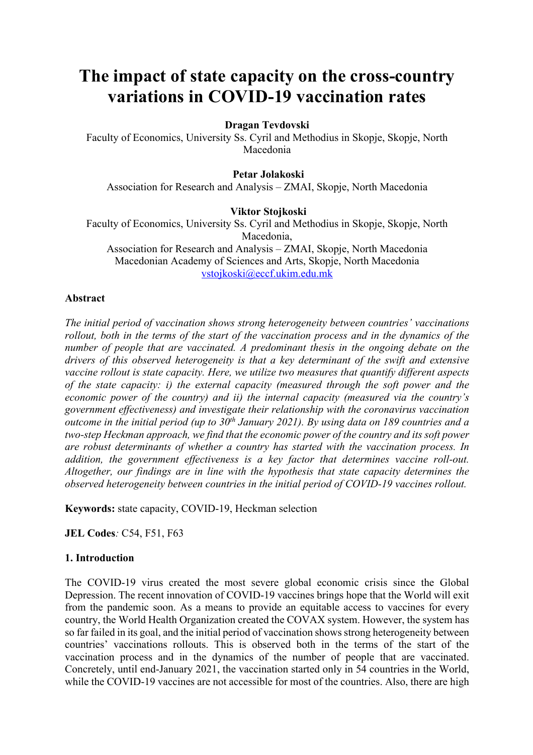# The impact of state capacity on the cross-country variations in COVID-19 vaccination rates

**Dragan Tevdovski**
Faculty of Economics, University Ss. Cyril and Methodius in Skopje, Skopje, North Macedonia

**Petar Jolakoski**
Association for Research and Analysis – ZMAI, Skopje, North Macedonia

**Viktor Stojkoski**
Faculty of Economics, University Ss. Cyril and Methodius in Skopje, Skopje, North Macedonia,
Association for Research and Analysis – ZMAI, Skopje, North Macedonia
Macedonian Academy of Sciences and Arts, Skopje, North Macedonia
vstojkoski@eccf.ukim.edu.mk

### Abstract

*The initial period of vaccination shows strong heterogeneity between countries' vaccinations rollout, both in the terms of the start of the vaccination process and in the dynamics of the number of people that are vaccinated. A predominant thesis in the ongoing debate on the drivers of this observed heterogeneity is that a key determinant of the swift and extensive vaccine rollout is state capacity. Here, we utilize two measures that quantify different aspects of the state capacity: i) the external capacity (measured through the soft power and the economic power of the country) and ii) the internal capacity (measured via the country's government effectiveness) and investigate their relationship with the coronavirus vaccination outcome in the initial period (up to 30th January 2021). By using data on 189 countries and a two-step Heckman approach, we find that the economic power of the country and its soft power are robust determinants of whether a country has started with the vaccination process. In addition, the government effectiveness is a key factor that determines vaccine roll-out. Altogether, our findings are in line with the hypothesis that state capacity determines the observed heterogeneity between countries in the initial period of COVID-19 vaccines rollout.*

**Keywords:** state capacity, COVID-19, Heckman selection

**JEL Codes***:* C54, F51, F63

### 1. Introduction

The COVID-19 virus created the most severe global economic crisis since the Global Depression. The recent innovation of COVID-19 vaccines brings hope that the World will exit from the pandemic soon. As a means to provide an equitable access to vaccines for every country, the World Health Organization created the COVAX system. However, the system has so far failed in its goal, and the initial period of vaccination shows strong heterogeneity between countries' vaccinations rollouts. This is observed both in the terms of the start of the vaccination process and in the dynamics of the number of people that are vaccinated. Concretely, until end-January 2021, the vaccination started only in 54 countries in the World, while the COVID-19 vaccines are not accessible for most of the countries. Also, there are high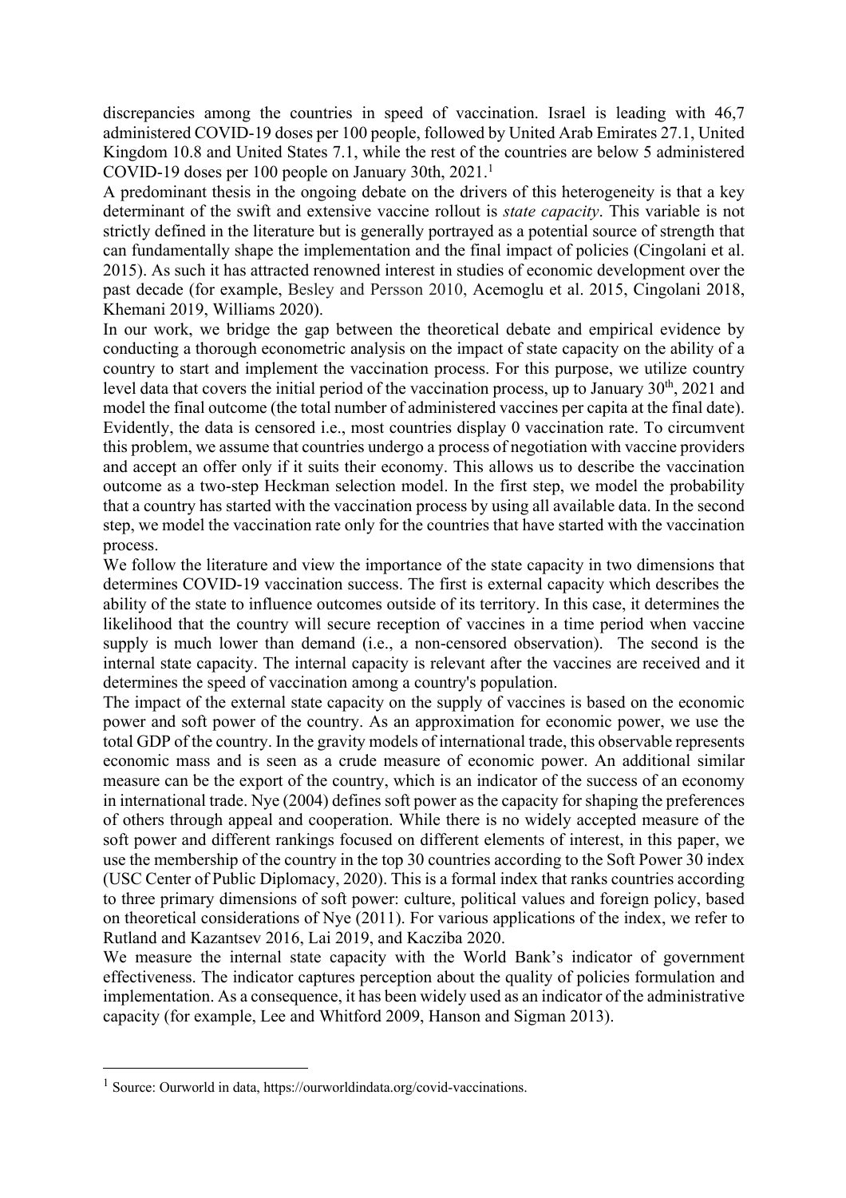discrepancies among the countries in speed of vaccination. Israel is leading with 46,7 administered COVID-19 doses per 100 people, followed by United Arab Emirates 27.1, United Kingdom 10.8 and United States 7.1, while the rest of the countries are below 5 administered COVID-19 doses per 100 people on January 30th, 2021.[1]

A predominant thesis in the ongoing debate on the drivers of this heterogeneity is that a key determinant of the swift and extensive vaccine rollout is *state capacity*. This variable is not strictly defined in the literature but is generally portrayed as a potential source of strength that can fundamentally shape the implementation and the final impact of policies (Cingolani et al. 2015). As such it has attracted renowned interest in studies of economic development over the past decade (for example, Besley and Persson 2010, Acemoglu et al. 2015, Cingolani 2018, Khemani 2019, Williams 2020).

In our work, we bridge the gap between the theoretical debate and empirical evidence by conducting a thorough econometric analysis on the impact of state capacity on the ability of a country to start and implement the vaccination process. For this purpose, we utilize country level data that covers the initial period of the vaccination process, up to January 30th, 2021 and model the final outcome (the total number of administered vaccines per capita at the final date). Evidently, the data is censored i.e., most countries display 0 vaccination rate. To circumvent this problem, we assume that countries undergo a process of negotiation with vaccine providers and accept an offer only if it suits their economy. This allows us to describe the vaccination outcome as a two-step Heckman selection model. In the first step, we model the probability that a country has started with the vaccination process by using all available data. In the second step, we model the vaccination rate only for the countries that have started with the vaccination process.

We follow the literature and view the importance of the state capacity in two dimensions that determines COVID-19 vaccination success. The first is external capacity which describes the ability of the state to influence outcomes outside of its territory. In this case, it determines the likelihood that the country will secure reception of vaccines in a time period when vaccine supply is much lower than demand (i.e., a non-censored observation). The second is the internal state capacity. The internal capacity is relevant after the vaccines are received and it determines the speed of vaccination among a country's population.

The impact of the external state capacity on the supply of vaccines is based on the economic power and soft power of the country. As an approximation for economic power, we use the total GDP of the country. In the gravity models of international trade, this observable represents economic mass and is seen as a crude measure of economic power. An additional similar measure can be the export of the country, which is an indicator of the success of an economy in international trade. Nye (2004) defines soft power as the capacity for shaping the preferences of others through appeal and cooperation. While there is no widely accepted measure of the soft power and different rankings focused on different elements of interest, in this paper, we use the membership of the country in the top 30 countries according to the Soft Power 30 index (USC Center of Public Diplomacy, 2020). This is a formal index that ranks countries according to three primary dimensions of soft power: culture, political values and foreign policy, based on theoretical considerations of Nye (2011). For various applications of the index, we refer to Rutland and Kazantsev 2016, Lai 2019, and Kacziba 2020.

We measure the internal state capacity with the World Bank's indicator of government effectiveness. The indicator captures perception about the quality of policies formulation and implementation. As a consequence, it has been widely used as an indicator of the administrative capacity (for example, Lee and Whitford 2009, Hanson and Sigman 2013).

[1] Source: Ourworld in data, https://ourworldindata.org/covid-vaccinations.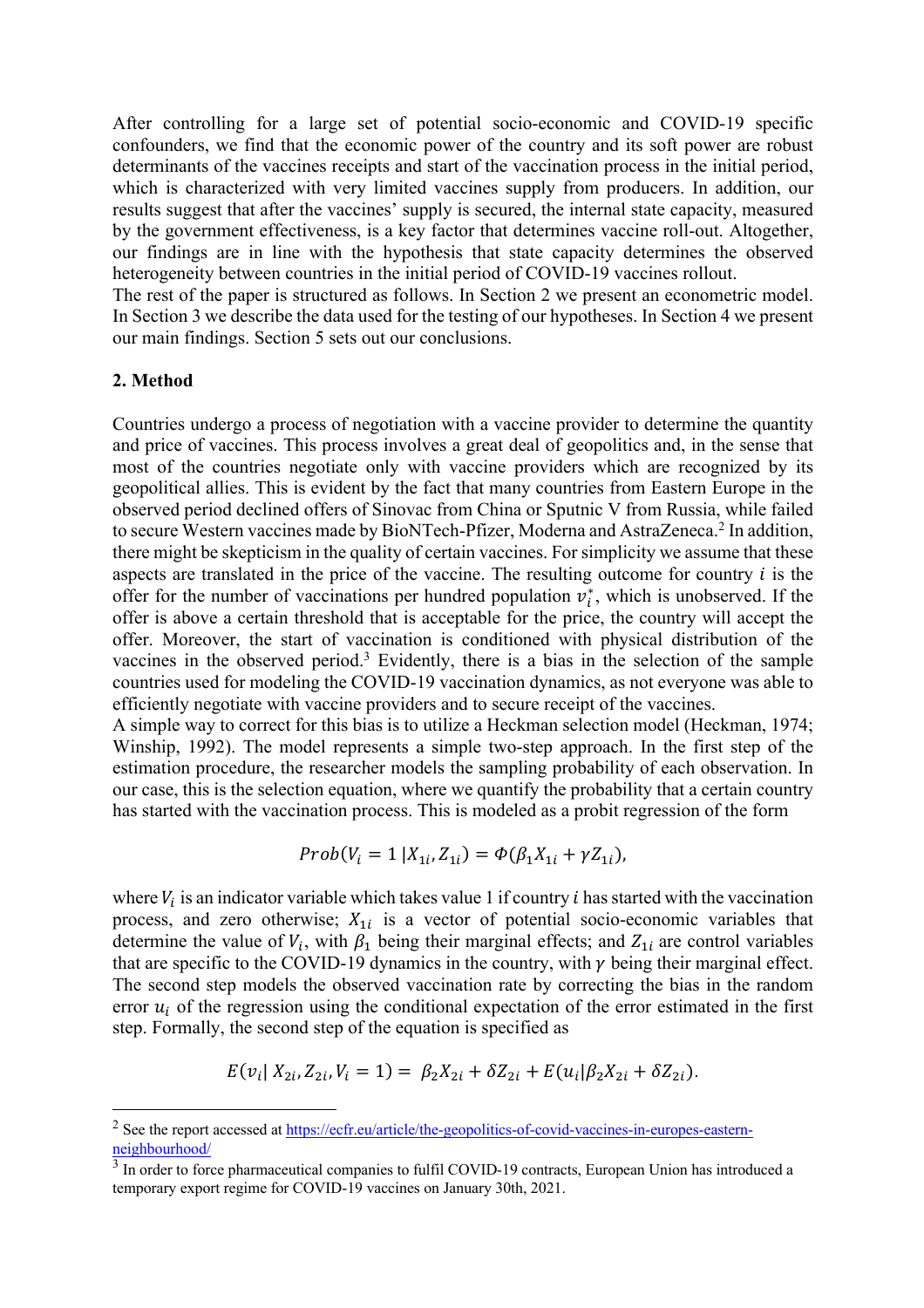After controlling for a large set of potential socio-economic and COVID-19 specific confounders, we find that the economic power of the country and its soft power are robust determinants of the vaccines receipts and start of the vaccination process in the initial period, which is characterized with very limited vaccines supply from producers. In addition, our results suggest that after the vaccines' supply is secured, the internal state capacity, measured by the government effectiveness, is a key factor that determines vaccine roll-out. Altogether, our findings are in line with the hypothesis that state capacity determines the observed heterogeneity between countries in the initial period of COVID-19 vaccines rollout.

The rest of the paper is structured as follows. In Section 2 we present an econometric model. In Section 3 we describe the data used for the testing of our hypotheses. In Section 4 we present our main findings. Section 5 sets out our conclusions.

## 2. Method

Countries undergo a process of negotiation with a vaccine provider to determine the quantity and price of vaccines. This process involves a great deal of geopolitics and, in the sense that most of the countries negotiate only with vaccine providers which are recognized by its geopolitical allies. This is evident by the fact that many countries from Eastern Europe in the observed period declined offers of Sinovac from China or Sputnic V from Russia, while failed to secure Western vaccines made by BioNTech-Pfizer, Moderna and AstraZeneca.[2] In addition, there might be skepticism in the quality of certain vaccines. For simplicity we assume that these aspects are translated in the price of the vaccine. The resulting outcome for country $i$ is the offer for the number of vaccinations per hundred population $v_i^*$, which is unobserved. If the offer is above a certain threshold that is acceptable for the price, the country will accept the offer. Moreover, the start of vaccination is conditioned with physical distribution of the vaccines in the observed period.[3] Evidently, there is a bias in the selection of the sample countries used for modeling the COVID-19 vaccination dynamics, as not everyone was able to efficiently negotiate with vaccine providers and to secure receipt of the vaccines.

A simple way to correct for this bias is to utilize a Heckman selection model (Heckman, 1974; Winship, 1992). The model represents a simple two-step approach. In the first step of the estimation procedure, the researcher models the sampling probability of each observation. In our case, this is the selection equation, where we quantify the probability that a certain country has started with the vaccination process. This is modeled as a probit regression of the form

$$Prob(V_i = 1 \mid X_{1i}, Z_{1i}) = \Phi(\beta_1 X_{1i} + \gamma Z_{1i}),$$

where $V_i$ is an indicator variable which takes value 1 if country $i$ has started with the vaccination process, and zero otherwise; $X_{1i}$ is a vector of potential socio-economic variables that determine the value of $V_i$, with $\beta_1$ being their marginal effects; and $Z_{1i}$ are control variables that are specific to the COVID-19 dynamics in the country, with $\gamma$ being their marginal effect. The second step models the observed vaccination rate by correcting the bias in the random error $u_i$ of the regression using the conditional expectation of the error estimated in the first step. Formally, the second step of the equation is specified as

$$E(v_i \mid X_{2i}, Z_{2i}, V_i = 1) = \beta_2 X_{2i} + \delta Z_{2i} + E(u_i \mid \beta_2 X_{2i} + \delta Z_{2i}).$$

---

[2] See the report accessed at https://ecfr.eu/article/the-geopolitics-of-covid-vaccines-in-europes-eastern-neighbourhood/

[3] In order to force pharmaceutical companies to fulfil COVID-19 contracts, European Union has introduced a temporary export regime for COVID-19 vaccines on January 30th, 2021.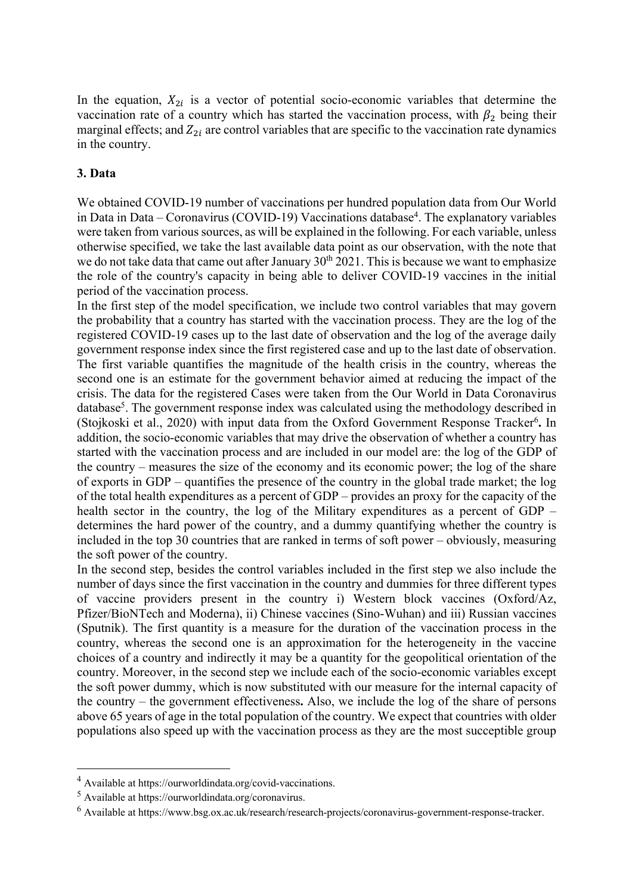In the equation, $X_{2i}$ is a vector of potential socio-economic variables that determine the vaccination rate of a country which has started the vaccination process, with $\beta_2$ being their marginal effects; and $Z_{2i}$ are control variables that are specific to the vaccination rate dynamics in the country.

## 3. Data

We obtained COVID-19 number of vaccinations per hundred population data from Our World in Data in Data – Coronavirus (COVID-19) Vaccinations database[4]. The explanatory variables were taken from various sources, as will be explained in the following. For each variable, unless otherwise specified, we take the last available data point as our observation, with the note that we do not take data that came out after January 30th 2021. This is because we want to emphasize the role of the country's capacity in being able to deliver COVID-19 vaccines in the initial period of the vaccination process.

In the first step of the model specification, we include two control variables that may govern the probability that a country has started with the vaccination process. They are the log of the registered COVID-19 cases up to the last date of observation and the log of the average daily government response index since the first registered case and up to the last date of observation. The first variable quantifies the magnitude of the health crisis in the country, whereas the second one is an estimate for the government behavior aimed at reducing the impact of the crisis. The data for the registered Cases were taken from the Our World in Data Coronavirus database[5]. The government response index was calculated using the methodology described in (Stojkoski et al., 2020) with input data from the Oxford Government Response Tracker[6]**.** In addition, the socio-economic variables that may drive the observation of whether a country has started with the vaccination process and are included in our model are: the log of the GDP of the country – measures the size of the economy and its economic power; the log of the share of exports in GDP – quantifies the presence of the country in the global trade market; the log of the total health expenditures as a percent of GDP – provides an proxy for the capacity of the health sector in the country, the log of the Military expenditures as a percent of GDP – determines the hard power of the country, and a dummy quantifying whether the country is included in the top 30 countries that are ranked in terms of soft power – obviously, measuring the soft power of the country.

In the second step, besides the control variables included in the first step we also include the number of days since the first vaccination in the country and dummies for three different types of vaccine providers present in the country i) Western block vaccines (Oxford/Az, Pfizer/BioNTech and Moderna), ii) Chinese vaccines (Sino-Wuhan) and iii) Russian vaccines (Sputnik). The first quantity is a measure for the duration of the vaccination process in the country, whereas the second one is an approximation for the heterogeneity in the vaccine choices of a country and indirectly it may be a quantity for the geopolitical orientation of the country. Moreover, in the second step we include each of the socio-economic variables except the soft power dummy, which is now substituted with our measure for the internal capacity of the country – the government effectiveness**.** Also, we include the log of the share of persons above 65 years of age in the total population of the country. We expect that countries with older populations also speed up with the vaccination process as they are the most succeptible group

---

[4] Available at https://ourworldindata.org/covid-vaccinations.

[5] Available at https://ourworldindata.org/coronavirus.

[6] Available at https://www.bsg.ox.ac.uk/research/research-projects/coronavirus-government-response-tracker.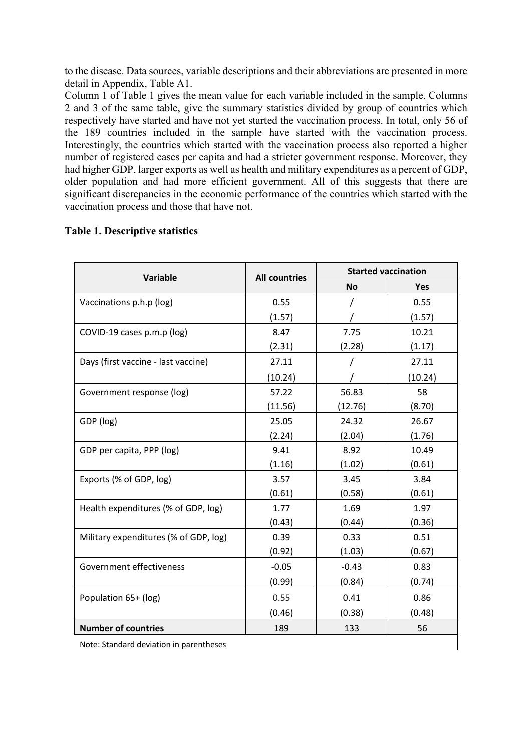to the disease. Data sources, variable descriptions and their abbreviations are presented in more detail in Appendix, Table A1.

Column 1 of Table 1 gives the mean value for each variable included in the sample. Columns 2 and 3 of the same table, give the summary statistics divided by group of countries which respectively have started and have not yet started the vaccination process. In total, only 56 of the 189 countries included in the sample have started with the vaccination process. Interestingly, the countries which started with the vaccination process also reported a higher number of registered cases per capita and had a stricter government response. Moreover, they had higher GDP, larger exports as well as health and military expenditures as a percent of GDP, older population and had more efficient government. All of this suggests that there are significant discrepancies in the economic performance of the countries which started with the vaccination process and those that have not.

**Table 1. Descriptive statistics**

| Variable | All countries | Started vaccination | |
|---|---|---|---|
| | | No | Yes |
| Vaccinations p.h.p (log) | 0.55 | / | 0.55 |
| | (1.57) | / | (1.57) |
| COVID-19 cases p.m.p (log) | 8.47 | 7.75 | 10.21 |
| | (2.31) | (2.28) | (1.17) |
| Days (first vaccine - last vaccine) | 27.11 | / | 27.11 |
| | (10.24) | / | (10.24) |
| Government response (log) | 57.22 | 56.83 | 58 |
| | (11.56) | (12.76) | (8.70) |
| GDP (log) | 25.05 | 24.32 | 26.67 |
| | (2.24) | (2.04) | (1.76) |
| GDP per capita, PPP (log) | 9.41 | 8.92 | 10.49 |
| | (1.16) | (1.02) | (0.61) |
| Exports (% of GDP, log) | 3.57 | 3.45 | 3.84 |
| | (0.61) | (0.58) | (0.61) |
| Health expenditures (% of GDP, log) | 1.77 | 1.69 | 1.97 |
| | (0.43) | (0.44) | (0.36) |
| Military expenditures (% of GDP, log) | 0.39 | 0.33 | 0.51 |
| | (0.92) | (1.03) | (0.67) |
| Government effectiveness | -0.05 | -0.43 | 0.83 |
| | (0.99) | (0.84) | (0.74) |
| Population 65+ (log) | 0.55 | 0.41 | 0.86 |
| | (0.46) | (0.38) | (0.48) |
| **Number of countries** | 189 | 133 | 56 |

Note: Standard deviation in parentheses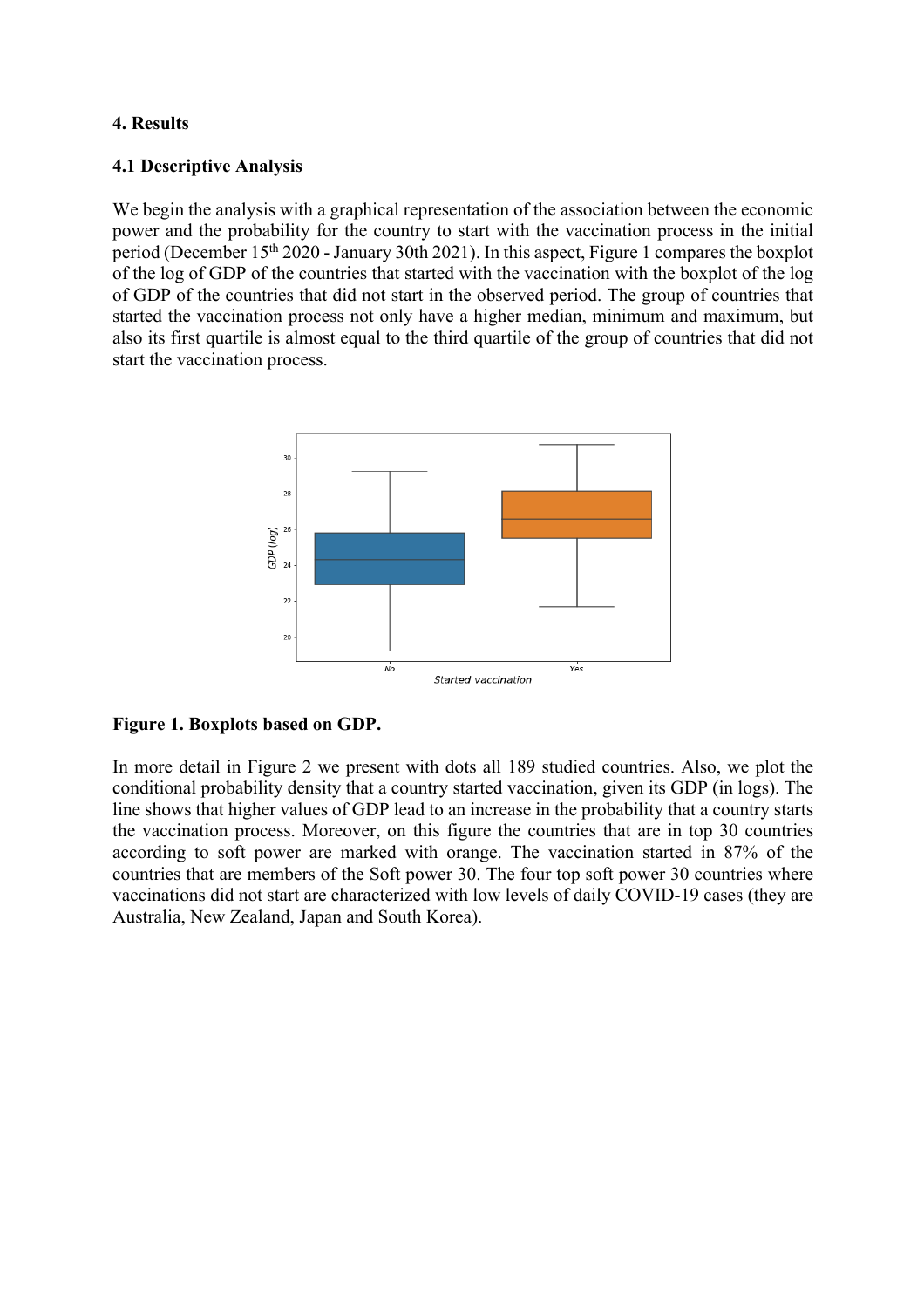### 4. Results

#### 4.1 Descriptive Analysis

We begin the analysis with a graphical representation of the association between the economic power and the probability for the country to start with the vaccination process in the initial period (December 15th 2020 - January 30th 2021). In this aspect, Figure 1 compares the boxplot of the log of GDP of the countries that started with the vaccination with the boxplot of the log of GDP of the countries that did not start in the observed period. The group of countries that started the vaccination process not only have a higher median, minimum and maximum, but also its first quartile is almost equal to the third quartile of the group of countries that did not start the vaccination process.

**Figure 1. Boxplots based on GDP.**

In more detail in Figure 2 we present with dots all 189 studied countries. Also, we plot the conditional probability density that a country started vaccination, given its GDP (in logs). The line shows that higher values of GDP lead to an increase in the probability that a country starts the vaccination process. Moreover, on this figure the countries that are in top 30 countries according to soft power are marked with orange. The vaccination started in 87% of the countries that are members of the Soft power 30. The four top soft power 30 countries where vaccinations did not start are characterized with low levels of daily COVID-19 cases (they are Australia, New Zealand, Japan and South Korea).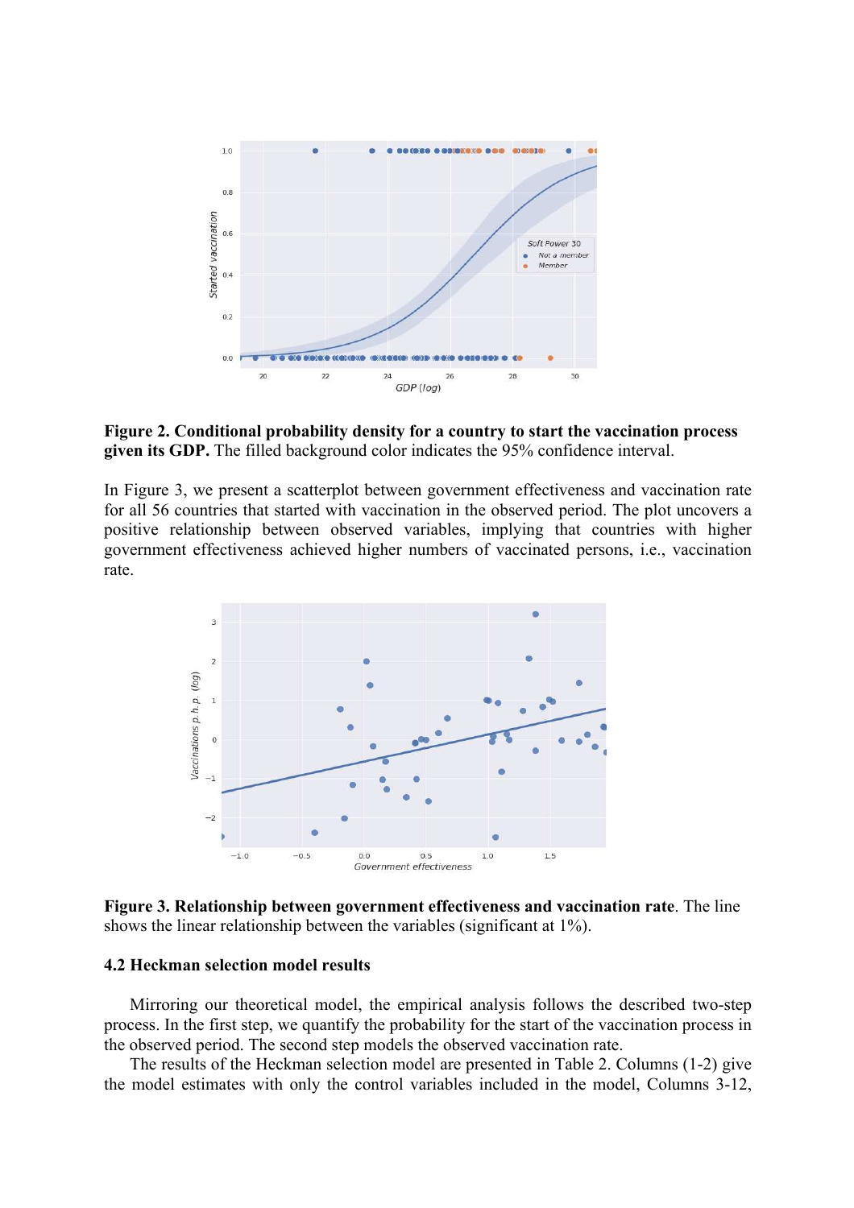**Figure 2. Conditional probability density for a country to start the vaccination process given its GDP.** The filled background color indicates the 95% confidence interval.

In Figure 3, we present a scatterplot between government effectiveness and vaccination rate for all 56 countries that started with vaccination in the observed period. The plot uncovers a positive relationship between observed variables, implying that countries with higher government effectiveness achieved higher numbers of vaccinated persons, i.e., vaccination rate.

**Figure 3. Relationship between government effectiveness and vaccination rate**. The line shows the linear relationship between the variables (significant at 1%).

### 4.2 Heckman selection model results

Mirroring our theoretical model, the empirical analysis follows the described two-step process. In the first step, we quantify the probability for the start of the vaccination process in the observed period. The second step models the observed vaccination rate.

The results of the Heckman selection model are presented in Table 2. Columns (1-2) give the model estimates with only the control variables included in the model, Columns 3-12,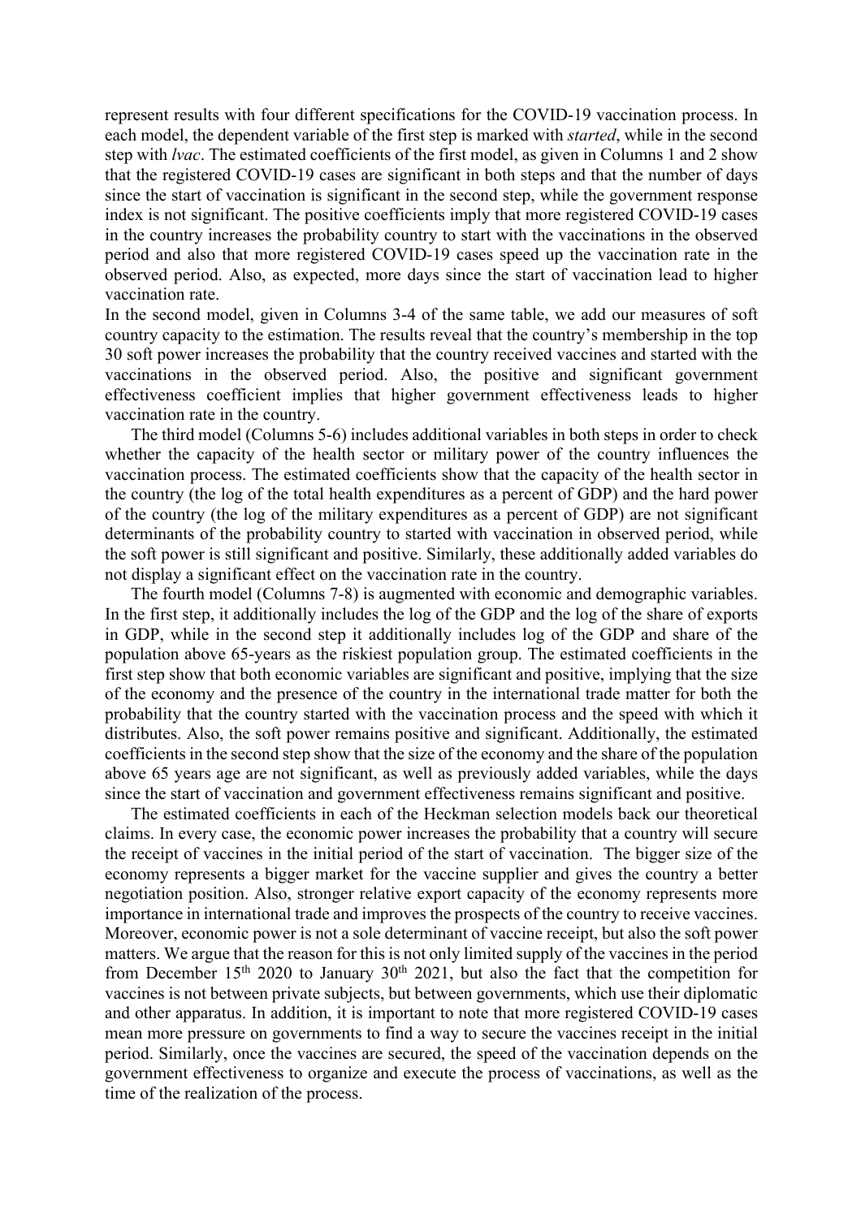represent results with four different specifications for the COVID-19 vaccination process. In each model, the dependent variable of the first step is marked with *started*, while in the second step with *lvac*. The estimated coefficients of the first model, as given in Columns 1 and 2 show that the registered COVID-19 cases are significant in both steps and that the number of days since the start of vaccination is significant in the second step, while the government response index is not significant. The positive coefficients imply that more registered COVID-19 cases in the country increases the probability country to start with the vaccinations in the observed period and also that more registered COVID-19 cases speed up the vaccination rate in the observed period. Also, as expected, more days since the start of vaccination lead to higher vaccination rate.

In the second model, given in Columns 3-4 of the same table, we add our measures of soft country capacity to the estimation. The results reveal that the country's membership in the top 30 soft power increases the probability that the country received vaccines and started with the vaccinations in the observed period. Also, the positive and significant government effectiveness coefficient implies that higher government effectiveness leads to higher vaccination rate in the country.

The third model (Columns 5-6) includes additional variables in both steps in order to check whether the capacity of the health sector or military power of the country influences the vaccination process. The estimated coefficients show that the capacity of the health sector in the country (the log of the total health expenditures as a percent of GDP) and the hard power of the country (the log of the military expenditures as a percent of GDP) are not significant determinants of the probability country to started with vaccination in observed period, while the soft power is still significant and positive. Similarly, these additionally added variables do not display a significant effect on the vaccination rate in the country.

The fourth model (Columns 7-8) is augmented with economic and demographic variables. In the first step, it additionally includes the log of the GDP and the log of the share of exports in GDP, while in the second step it additionally includes log of the GDP and share of the population above 65-years as the riskiest population group. The estimated coefficients in the first step show that both economic variables are significant and positive, implying that the size of the economy and the presence of the country in the international trade matter for both the probability that the country started with the vaccination process and the speed with which it distributes. Also, the soft power remains positive and significant. Additionally, the estimated coefficients in the second step show that the size of the economy and the share of the population above 65 years age are not significant, as well as previously added variables, while the days since the start of vaccination and government effectiveness remains significant and positive.

The estimated coefficients in each of the Heckman selection models back our theoretical claims. In every case, the economic power increases the probability that a country will secure the receipt of vaccines in the initial period of the start of vaccination. The bigger size of the economy represents a bigger market for the vaccine supplier and gives the country a better negotiation position. Also, stronger relative export capacity of the economy represents more importance in international trade and improves the prospects of the country to receive vaccines. Moreover, economic power is not a sole determinant of vaccine receipt, but also the soft power matters. We argue that the reason for this is not only limited supply of the vaccines in the period from December 15th 2020 to January 30th 2021, but also the fact that the competition for vaccines is not between private subjects, but between governments, which use their diplomatic and other apparatus. In addition, it is important to note that more registered COVID-19 cases mean more pressure on governments to find a way to secure the vaccines receipt in the initial period. Similarly, once the vaccines are secured, the speed of the vaccination depends on the government effectiveness to organize and execute the process of vaccinations, as well as the time of the realization of the process.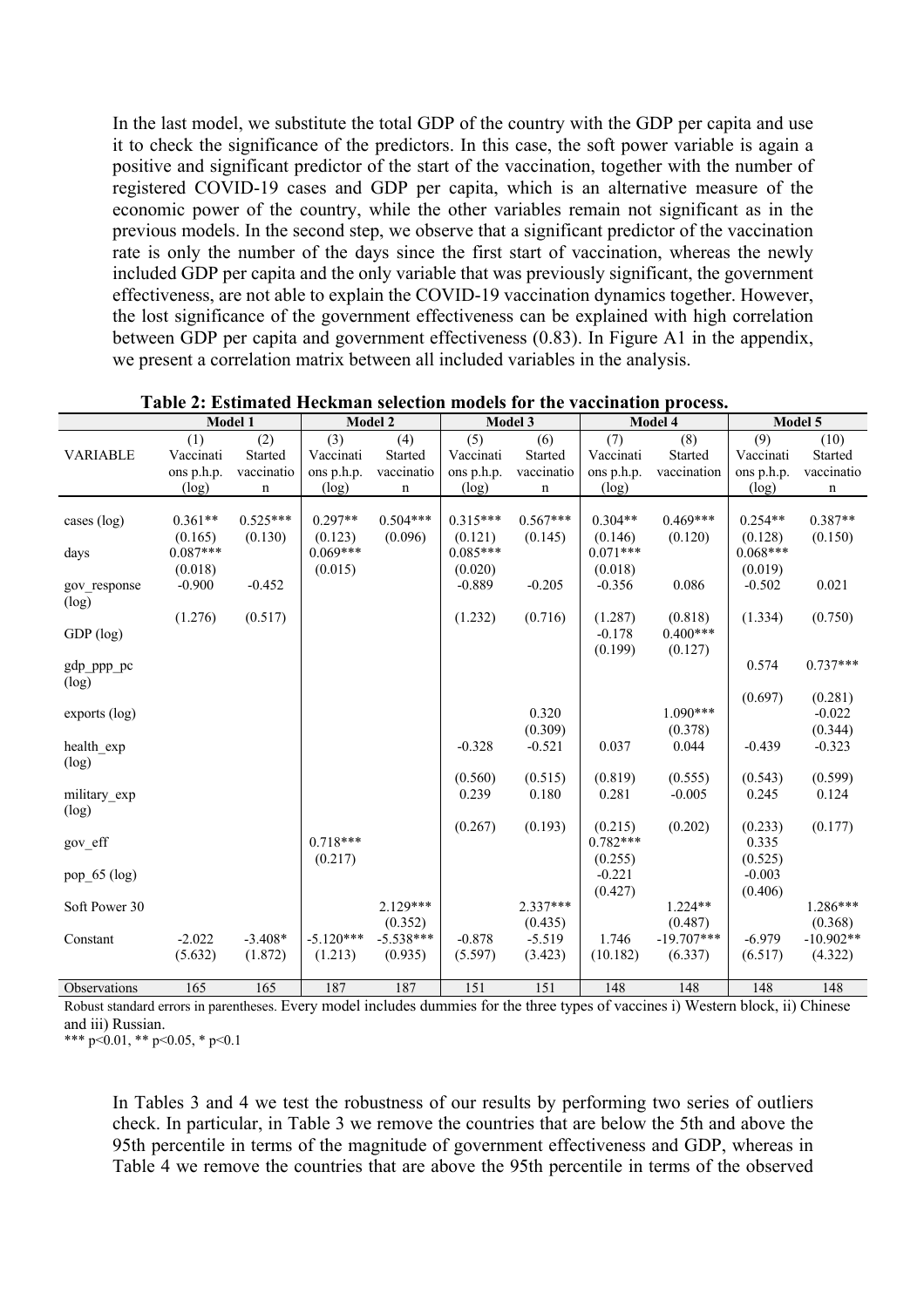In the last model, we substitute the total GDP of the country with the GDP per capita and use it to check the significance of the predictors. In this case, the soft power variable is again a positive and significant predictor of the start of the vaccination, together with the number of registered COVID-19 cases and GDP per capita, which is an alternative measure of the economic power of the country, while the other variables remain not significant as in the previous models. In the second step, we observe that a significant predictor of the vaccination rate is only the number of the days since the first start of vaccination, whereas the newly included GDP per capita and the only variable that was previously significant, the government effectiveness, are not able to explain the COVID-19 vaccination dynamics together. However, the lost significance of the government effectiveness can be explained with high correlation between GDP per capita and government effectiveness (0.83). In Figure A1 in the appendix, we present a correlation matrix between all included variables in the analysis.

**Table 2: Estimated Heckman selection models for the vaccination process.**

| | Model 1 | | Model 2 | | Model 3 | | Model 4 | | Model 5 | |
|---|---|---|---|---|---|---|---|---|---|---|
| | (1) | (2) | (3) | (4) | (5) | (6) | (7) | (8) | (9) | (10) |
| VARIABLE | Vaccinations p.h.p. (log) | Started vaccination | Vaccinations p.h.p. (log) | Started vaccination | Vaccinations p.h.p. (log) | Started vaccination | Vaccinations p.h.p. (log) | Started vaccination | Vaccinations p.h.p. (log) | Started vaccination |
| cases (log) | 0.361** | 0.525*** | 0.297** | 0.504*** | 0.315*** | 0.567*** | 0.304** | 0.469*** | 0.254** | 0.387** |
| | (0.165) | (0.130) | (0.123) | (0.096) | (0.121) | (0.145) | (0.146) | (0.120) | (0.128) | (0.150) |
| days | 0.087*** | | 0.069*** | | 0.085*** | | 0.071*** | | 0.068*** | |
| | (0.018) | | (0.015) | | (0.020) | | (0.018) | | (0.019) | |
| gov_response (log) | -0.900 | -0.452 | | | -0.889 | -0.205 | -0.356 | 0.086 | -0.502 | 0.021 |
| | (1.276) | (0.517) | | | (1.232) | (0.716) | (1.287) | (0.818) | (1.334) | (0.750) |
| GDP (log) | | | | | | | -0.178 | 0.400*** | | |
| | | | | | | | (0.199) | (0.127) | | |
| gdp_ppp_pc (log) | | | | | | | | | 0.574 | 0.737*** |
| | | | | | | | | | (0.697) | (0.281) |
| exports (log) | | | | | | 0.320 | | 1.090*** | | -0.022 |
| | | | | | | (0.309) | | (0.378) | | (0.344) |
| health_exp (log) | | | | | -0.328 | -0.521 | 0.037 | 0.044 | -0.439 | -0.323 |
| | | | | | (0.560) | (0.515) | (0.819) | (0.555) | (0.543) | (0.599) |
| military_exp (log) | | | | | 0.239 | 0.180 | 0.281 | -0.005 | 0.245 | 0.124 |
| | | | | | (0.267) | (0.193) | (0.215) | (0.202) | (0.233) | (0.177) |
| gov_eff | | | 0.718*** | | | | 0.782*** | | 0.335 | |
| | | | (0.217) | | | | (0.255) | | (0.525) | |
| pop_65 (log) | | | | | | | -0.221 | | -0.003 | |
| | | | | | | | (0.427) | | (0.406) | |
| Soft Power 30 | | | | 2.129*** | | 2.337*** | | 1.224** | | 1.286*** |
| | | | | (0.352) | | (0.435) | | (0.487) | | (0.368) |
| Constant | -2.022 | -3.408* | -5.120*** | -5.538*** | -0.878 | -5.519 | 1.746 | -19.707*** | -6.979 | -10.902** |
| | (5.632) | (1.872) | (1.213) | (0.935) | (5.597) | (3.423) | (10.182) | (6.337) | (6.517) | (4.322) |
| Observations | 165 | 165 | 187 | 187 | 151 | 151 | 148 | 148 | 148 | 148 |

Robust standard errors in parentheses. Every model includes dummies for the three types of vaccines i) Western block, ii) Chinese and iii) Russian.
*** p<0.01, ** p<0.05, * p<0.1

In Tables 3 and 4 we test the robustness of our results by performing two series of outliers check. In particular, in Table 3 we remove the countries that are below the 5th and above the 95th percentile in terms of the magnitude of government effectiveness and GDP, whereas in Table 4 we remove the countries that are above the 95th percentile in terms of the observed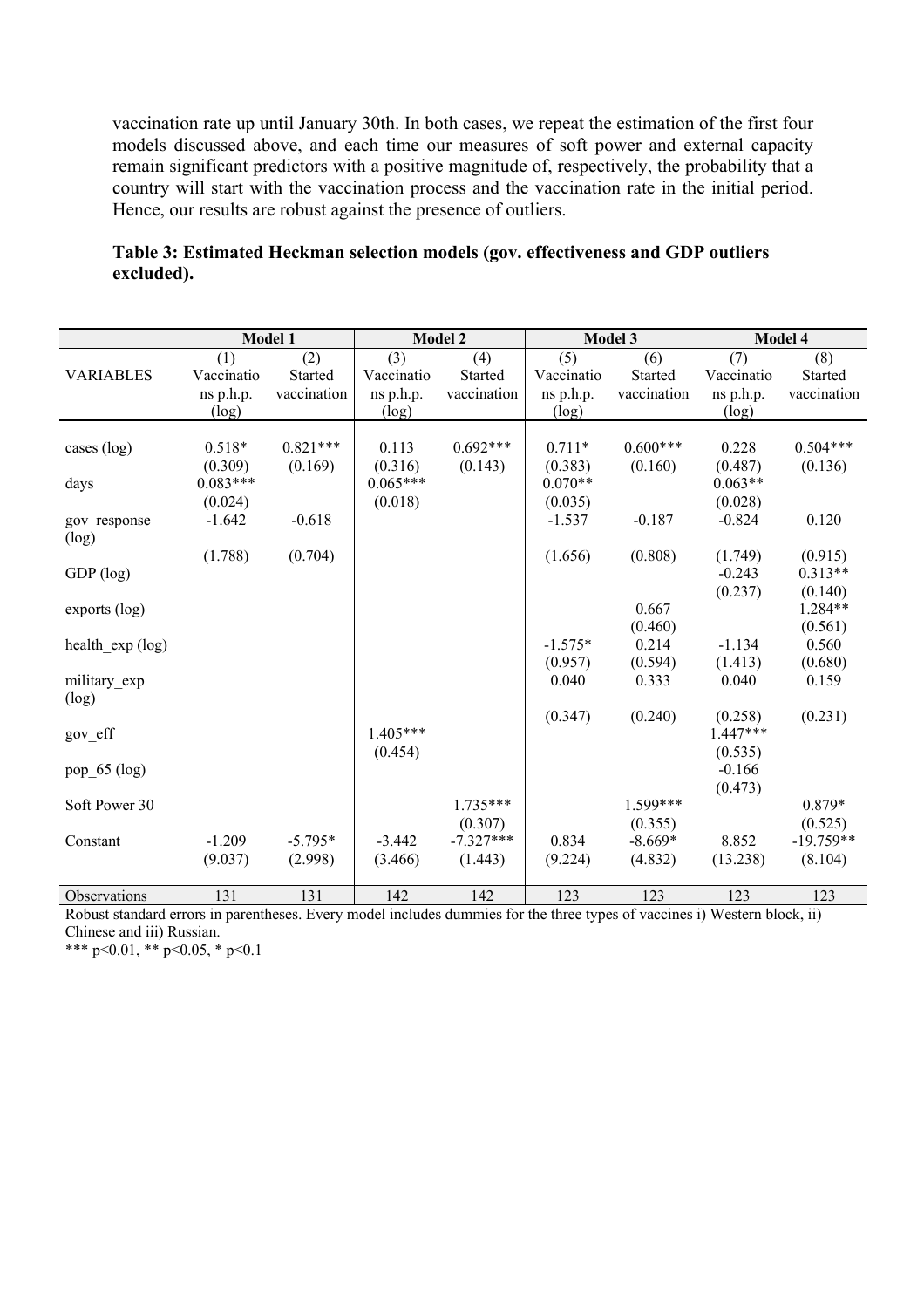vaccination rate up until January 30th. In both cases, we repeat the estimation of the first four models discussed above, and each time our measures of soft power and external capacity remain significant predictors with a positive magnitude of, respectively, the probability that a country will start with the vaccination process and the vaccination rate in the initial period. Hence, our results are robust against the presence of outliers.

**Table 3: Estimated Heckman selection models (gov. effectiveness and GDP outliers excluded).**

| | Model 1 | | Model 2 | | Model 3 | | Model 4 | |
|---|---|---|---|---|---|---|---|---|
| VARIABLES | (1) Vaccinations p.h.p. (log) | (2) Started vaccination | (3) Vaccinations p.h.p. (log) | (4) Started vaccination | (5) Vaccinations p.h.p. (log) | (6) Started vaccination | (7) Vaccinations p.h.p. (log) | (8) Started vaccination |
| cases (log) | 0.518* | 0.821*** | 0.113 | 0.692*** | 0.711* | 0.600*** | 0.228 | 0.504*** |
| | (0.309) | (0.169) | (0.316) | (0.143) | (0.383) | (0.160) | (0.487) | (0.136) |
| days | 0.083*** | | 0.065*** | | 0.070** | | 0.063** | |
| | (0.024) | | (0.018) | | (0.035) | | (0.028) | |
| gov_response (log) | -1.642 | -0.618 | | | -1.537 | -0.187 | -0.824 | 0.120 |
| | (1.788) | (0.704) | | | (1.656) | (0.808) | (1.749) | (0.915) |
| GDP (log) | | | | | | | -0.243 | 0.313** |
| | | | | | | | (0.237) | (0.140) |
| exports (log) | | | | | | 0.667 | | 1.284** |
| | | | | | | (0.460) | | (0.561) |
| health_exp (log) | | | | | -1.575* | 0.214 | -1.134 | 0.560 |
| | | | | | (0.957) | (0.594) | (1.413) | (0.680) |
| military_exp (log) | | | | | 0.040 | 0.333 | 0.040 | 0.159 |
| | | | | | (0.347) | (0.240) | (0.258) | (0.231) |
| gov_eff | | | 1.405*** | | | | 1.447*** | |
| | | | (0.454) | | | | (0.535) | |
| pop_65 (log) | | | | | | | -0.166 | |
| | | | | | | | (0.473) | |
| Soft Power 30 | | | | 1.735*** | | 1.599*** | | 0.879* |
| | | | | (0.307) | | (0.355) | | (0.525) |
| Constant | -1.209 | -5.795* | -3.442 | -7.327*** | 0.834 | -8.669* | 8.852 | -19.759** |
| | (9.037) | (2.998) | (3.466) | (1.443) | (9.224) | (4.832) | (13.238) | (8.104) |
| Observations | 131 | 131 | 142 | 142 | 123 | 123 | 123 | 123 |

Robust standard errors in parentheses. Every model includes dummies for the three types of vaccines i) Western block, ii) Chinese and iii) Russian.

*** p<0.01, ** p<0.05, * p<0.1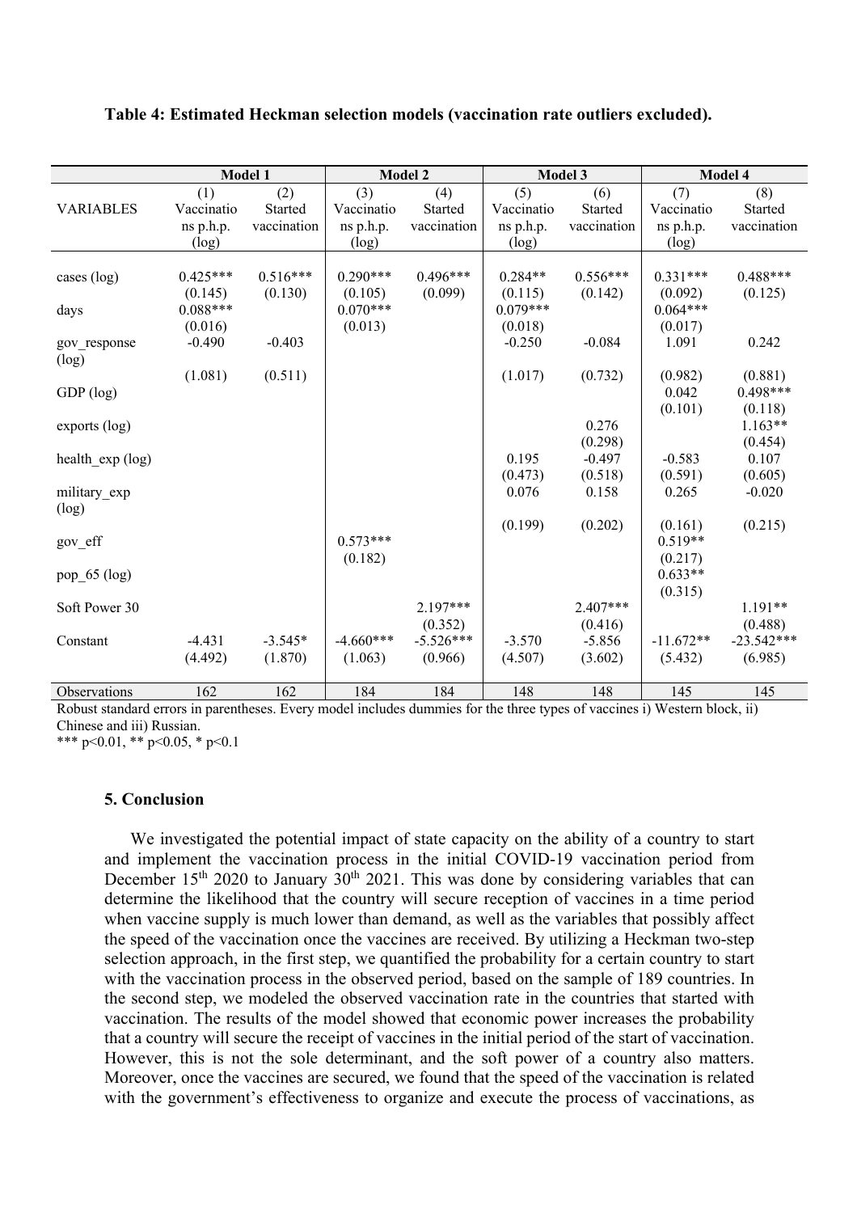**Table 4: Estimated Heckman selection models (vaccination rate outliers excluded).**

| | Model 1 | | Model 2 | | Model 3 | | Model 4 | |
|---|---|---|---|---|---|---|---|---|
| VARIABLES | (1) Vaccinations p.h.p. (log) | (2) Started vaccination | (3) Vaccinations p.h.p. (log) | (4) Started vaccination | (5) Vaccinations p.h.p. (log) | (6) Started vaccination | (7) Vaccinations p.h.p. (log) | (8) Started vaccination |
| cases (log) | 0.425*** | 0.516*** | 0.290*** | 0.496*** | 0.284** | 0.556*** | 0.331*** | 0.488*** |
| | (0.145) | (0.130) | (0.105) | (0.099) | (0.115) | (0.142) | (0.092) | (0.125) |
| days | 0.088*** | | 0.070*** | | 0.079*** | | 0.064*** | |
| | (0.016) | | (0.013) | | (0.018) | | (0.017) | |
| gov_response (log) | -0.490 | -0.403 | | | -0.250 | -0.084 | 1.091 | 0.242 |
| | (1.081) | (0.511) | | | (1.017) | (0.732) | (0.982) | (0.881) |
| GDP (log) | | | | | | | 0.042 | 0.498*** |
| | | | | | | | (0.101) | (0.118) |
| exports (log) | | | | | | 0.276 | | 1.163** |
| | | | | | | (0.298) | | (0.454) |
| health_exp (log) | | | | | 0.195 | -0.497 | -0.583 | 0.107 |
| | | | | | (0.473) | (0.518) | (0.591) | (0.605) |
| military_exp (log) | | | | | 0.076 | 0.158 | 0.265 | -0.020 |
| | | | | | (0.199) | (0.202) | (0.161) | (0.215) |
| gov_eff | | | 0.573*** | | | | 0.519** | |
| | | | (0.182) | | | | (0.217) | |
| pop_65 (log) | | | | | | | 0.633** | |
| | | | | | | | (0.315) | |
| Soft Power 30 | | | | 2.197*** | | 2.407*** | | 1.191** |
| | | | | (0.352) | | (0.416) | | (0.488) |
| Constant | -4.431 | -3.545* | -4.660*** | -5.526*** | -3.570 | -5.856 | -11.672** | -23.542*** |
| | (4.492) | (1.870) | (1.063) | (0.966) | (4.507) | (3.602) | (5.432) | (6.985) |
| Observations | 162 | 162 | 184 | 184 | 148 | 148 | 145 | 145 |

Robust standard errors in parentheses. Every model includes dummies for the three types of vaccines i) Western block, ii) Chinese and iii) Russian.
*** p<0.01, ** p<0.05, * p<0.1

### 5. Conclusion

We investigated the potential impact of state capacity on the ability of a country to start and implement the vaccination process in the initial COVID-19 vaccination period from December 15th 2020 to January 30th 2021. This was done by considering variables that can determine the likelihood that the country will secure reception of vaccines in a time period when vaccine supply is much lower than demand, as well as the variables that possibly affect the speed of the vaccination once the vaccines are received. By utilizing a Heckman two-step selection approach, in the first step, we quantified the probability for a certain country to start with the vaccination process in the observed period, based on the sample of 189 countries. In the second step, we modeled the observed vaccination rate in the countries that started with vaccination. The results of the model showed that economic power increases the probability that a country will secure the receipt of vaccines in the initial period of the start of vaccination. However, this is not the sole determinant, and the soft power of a country also matters. Moreover, once the vaccines are secured, we found that the speed of the vaccination is related with the government's effectiveness to organize and execute the process of vaccinations, as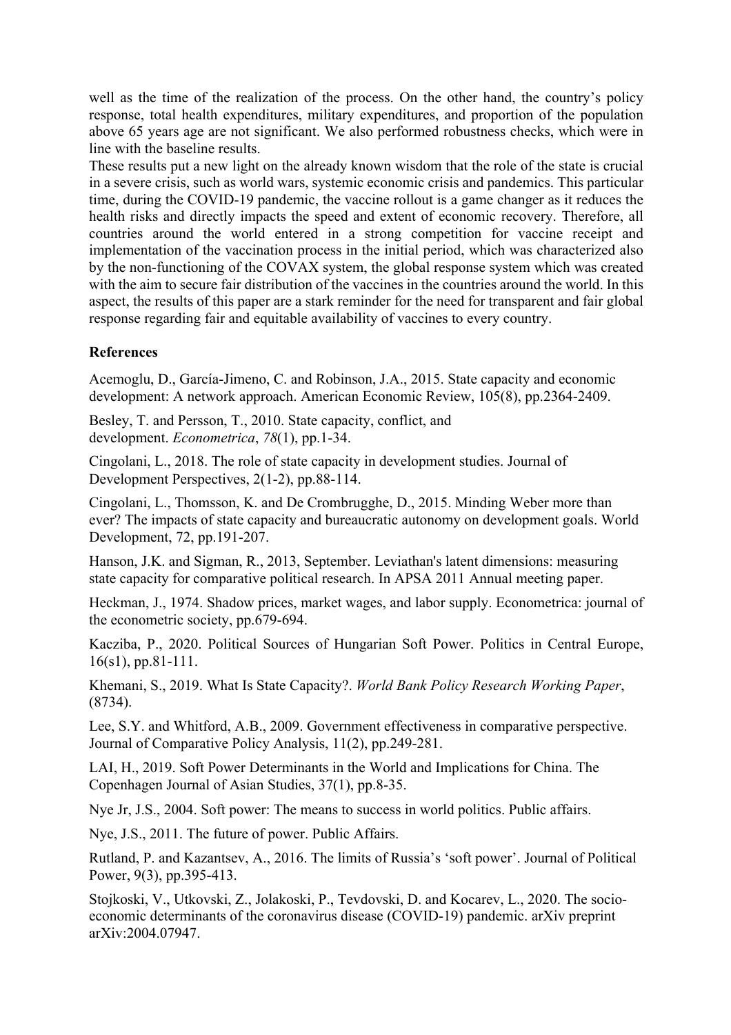well as the time of the realization of the process. On the other hand, the country's policy response, total health expenditures, military expenditures, and proportion of the population above 65 years age are not significant. We also performed robustness checks, which were in line with the baseline results.

These results put a new light on the already known wisdom that the role of the state is crucial in a severe crisis, such as world wars, systemic economic crisis and pandemics. This particular time, during the COVID-19 pandemic, the vaccine rollout is a game changer as it reduces the health risks and directly impacts the speed and extent of economic recovery. Therefore, all countries around the world entered in a strong competition for vaccine receipt and implementation of the vaccination process in the initial period, which was characterized also by the non-functioning of the COVAX system, the global response system which was created with the aim to secure fair distribution of the vaccines in the countries around the world. In this aspect, the results of this paper are a stark reminder for the need for transparent and fair global response regarding fair and equitable availability of vaccines to every country.

**References**

Acemoglu, D., García-Jimeno, C. and Robinson, J.A., 2015. State capacity and economic development: A network approach. American Economic Review, 105(8), pp.2364-2409.

Besley, T. and Persson, T., 2010. State capacity, conflict, and development. *Econometrica*, *78*(1), pp.1-34.

Cingolani, L., 2018. The role of state capacity in development studies. Journal of Development Perspectives, 2(1-2), pp.88-114.

Cingolani, L., Thomsson, K. and De Crombrugghe, D., 2015. Minding Weber more than ever? The impacts of state capacity and bureaucratic autonomy on development goals. World Development, 72, pp.191-207.

Hanson, J.K. and Sigman, R., 2013, September. Leviathan's latent dimensions: measuring state capacity for comparative political research. In APSA 2011 Annual meeting paper.

Heckman, J., 1974. Shadow prices, market wages, and labor supply. Econometrica: journal of the econometric society, pp.679-694.

Kacziba, P., 2020. Political Sources of Hungarian Soft Power. Politics in Central Europe, 16(s1), pp.81-111.

Khemani, S., 2019. What Is State Capacity?. *World Bank Policy Research Working Paper*, (8734).

Lee, S.Y. and Whitford, A.B., 2009. Government effectiveness in comparative perspective. Journal of Comparative Policy Analysis, 11(2), pp.249-281.

LAI, H., 2019. Soft Power Determinants in the World and Implications for China. The Copenhagen Journal of Asian Studies, 37(1), pp.8-35.

Nye Jr, J.S., 2004. Soft power: The means to success in world politics. Public affairs.

Nye, J.S., 2011. The future of power. Public Affairs.

Rutland, P. and Kazantsev, A., 2016. The limits of Russia's 'soft power'. Journal of Political Power, 9(3), pp.395-413.

Stojkoski, V., Utkovski, Z., Jolakoski, P., Tevdovski, D. and Kocarev, L., 2020. The socio-economic determinants of the coronavirus disease (COVID-19) pandemic. arXiv preprint arXiv:2004.07947.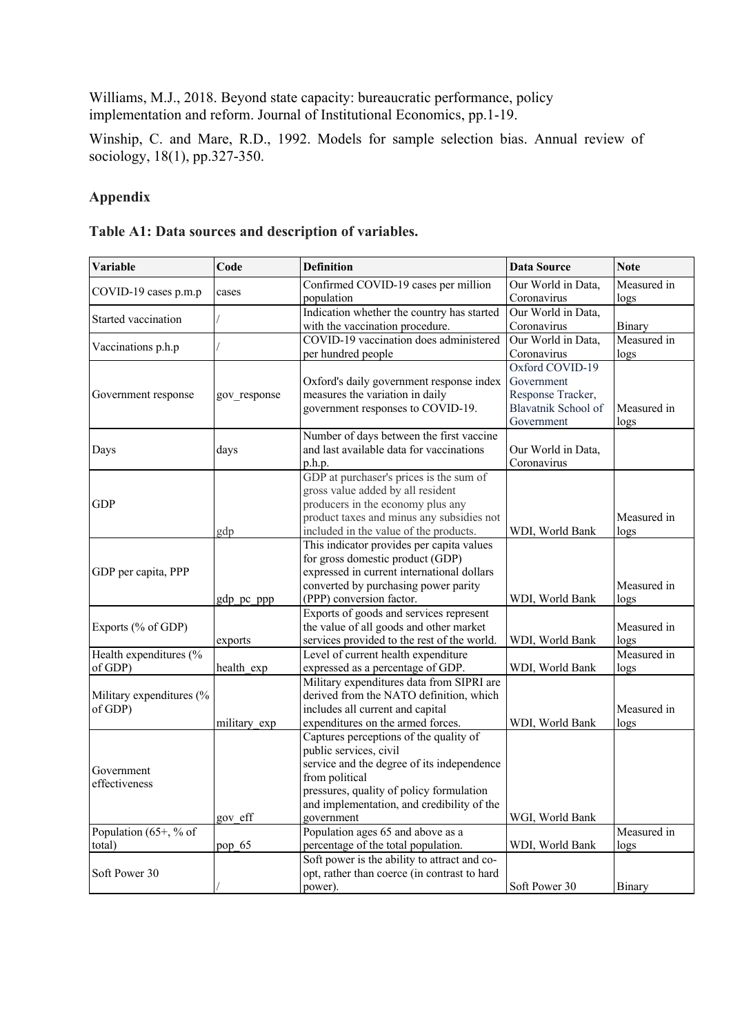Williams, M.J., 2018. Beyond state capacity: bureaucratic performance, policy implementation and reform. Journal of Institutional Economics, pp.1-19.

Winship, C. and Mare, R.D., 1992. Models for sample selection bias. Annual review of sociology, 18(1), pp.327-350.

## Appendix

**Table A1: Data sources and description of variables.**

| Variable | Code | Definition | Data Source | Note |
|---|---|---|---|---|
| COVID-19 cases p.m.p | cases | Confirmed COVID-19 cases per million population | Our World in Data, Coronavirus | Measured in logs |
| Started vaccination | / | Indication whether the country has started with the vaccination procedure. | Our World in Data, Coronavirus | Binary |
| Vaccinations p.h.p | / | COVID-19 vaccination does administered per hundred people | Our World in Data, Coronavirus | Measured in logs |
| Government response | gov_response | Oxford's daily government response index measures the variation in daily government responses to COVID-19. | Oxford COVID-19 Government Response Tracker, Blavatnik School of Government | Measured in logs |
| Days | days | Number of days between the first vaccine and last available data for vaccinations p.h.p. | Our World in Data, Coronavirus | |
| GDP | gdp | GDP at purchaser's prices is the sum of gross value added by all resident producers in the economy plus any product taxes and minus any subsidies not included in the value of the products. | WDI, World Bank | Measured in logs |
| GDP per capita, PPP | gdp_pc_ppp | This indicator provides per capita values for gross domestic product (GDP) expressed in current international dollars converted by purchasing power parity (PPP) conversion factor. | WDI, World Bank | Measured in logs |
| Exports (% of GDP) | exports | Exports of goods and services represent the value of all goods and other market services provided to the rest of the world. | WDI, World Bank | Measured in logs |
| Health expenditures (% of GDP) | health_exp | Level of current health expenditure expressed as a percentage of GDP. | WDI, World Bank | Measured in logs |
| Military expenditures (% of GDP) | military_exp | Military expenditures data from SIPRI are derived from the NATO definition, which includes all current and capital expenditures on the armed forces. | WDI, World Bank | Measured in logs |
| Government effectiveness | gov_eff | Captures perceptions of the quality of public services, civil service and the degree of its independence from political pressures, quality of policy formulation and implementation, and credibility of the government | WGI, World Bank | |
| Population (65+, % of total) | pop_65 | Population ages 65 and above as a percentage of the total population. | WDI, World Bank | Measured in logs |
| Soft Power 30 | / | Soft power is the ability to attract and co-opt, rather than coerce (in contrast to hard power). | Soft Power 30 | Binary |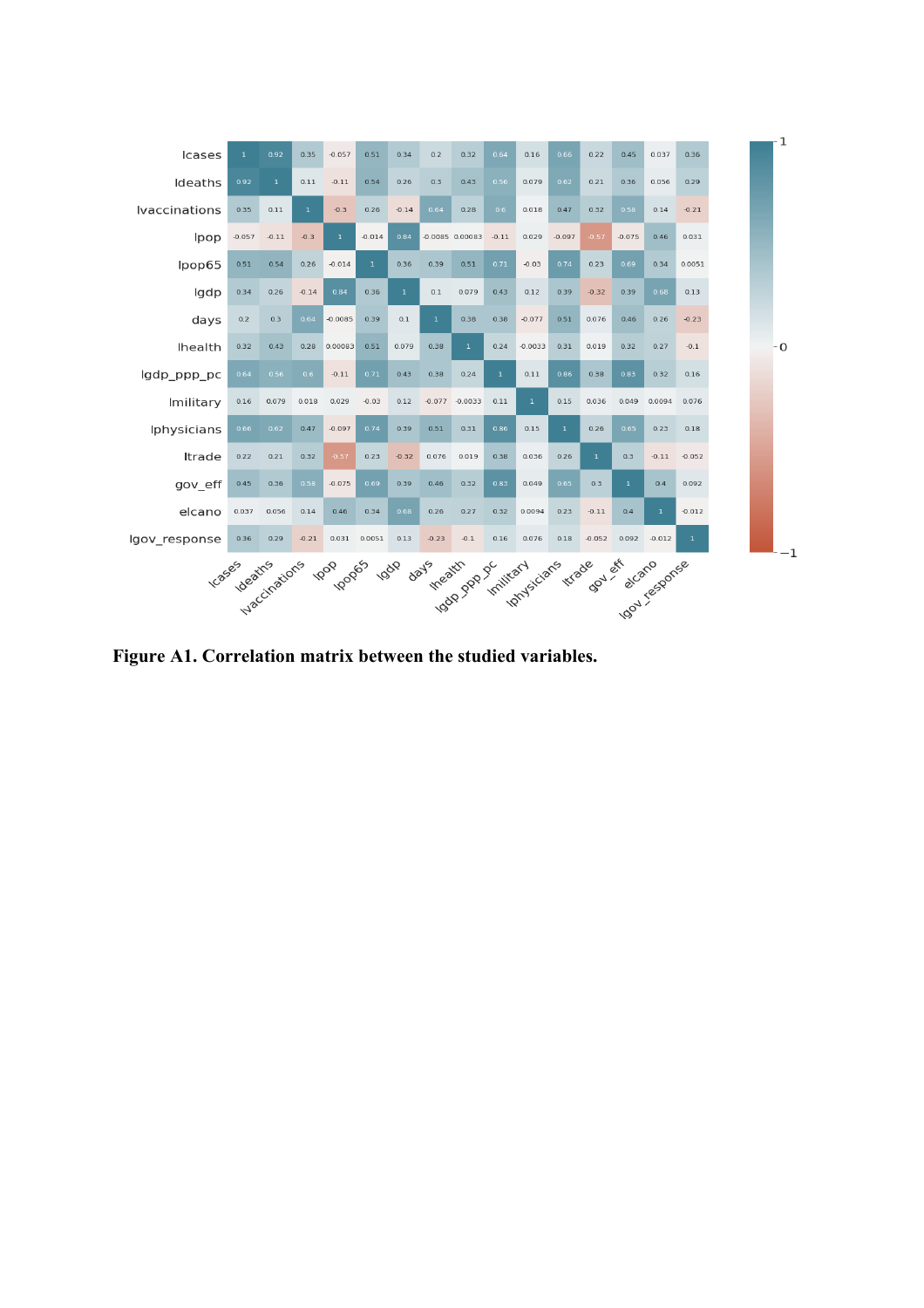lcases 1 0.92 0.35 -0.057 0.51 0.34 0.2 0.32 0.64 0.16 0.66 0.22 0.45 0.037 0.36

ldeaths 0.92 1 0.11 -0.11 0.54 0.26 0.3 0.43 0.56 0.079 0.62 0.21 0.36 0.056 0.29

lvaccinations 0.35 0.11 1 -0.3 0.26 -0.14 0.64 0.28 0.6 0.018 0.47 0.32 0.58 0.14 -0.21

lpop -0.057 -0.11 -0.3 1 -0.014 0.84 -0.0085 0.00083 -0.11 0.029 -0.097 -0.57 -0.075 0.46 0.031

lpop65 0.51 0.54 0.26 -0.014 1 0.36 0.39 0.51 0.71 -0.03 0.74 0.23 0.69 0.34 0.0051

lgdp 0.34 0.26 -0.14 0.84 0.36 1 0.1 0.079 0.43 0.12 0.39 -0.32 0.39 0.68 0.13

days 0.2 0.3 0.64 -0.0085 0.39 0.1 1 0.38 0.38 -0.077 0.51 0.076 0.46 0.26 -0.23

lhealth 0.32 0.43 0.28 0.00083 0.51 0.079 0.38 1 0.24 -0.0033 0.31 0.019 0.32 0.27 -0.1

lgdp_ppp_pc 0.64 0.56 0.6 -0.11 0.71 0.43 0.38 0.24 1 0.11 0.86 0.38 0.83 0.32 0.16

lmilitary 0.16 0.079 0.018 0.029 -0.03 0.12 -0.077 -0.0033 0.11 1 0.15 0.036 0.049 0.0094 0.076

lphysicians 0.66 0.62 0.47 -0.097 0.74 0.39 0.51 0.31 0.86 0.15 1 0.26 0.65 0.23 0.18

ltrade 0.22 0.21 0.32 -0.57 0.23 -0.32 0.076 0.019 0.38 0.036 0.26 1 0.3 -0.11 -0.052

gov_eff 0.45 0.36 0.58 -0.075 0.69 0.39 0.46 0.32 0.83 0.049 0.65 0.3 1 0.4 0.092

elcano 0.037 0.056 0.14 0.46 0.34 0.68 0.26 0.27 0.32 0.0094 0.23 -0.11 0.4 1 -0.012

lgov_response 0.36 0.29 -0.21 0.031 0.0051 0.13 -0.23 -0.1 0.16 0.076 0.18 -0.052 0.092 -0.012 1

lcases ldeaths lvaccinations lpop lpop65 lgdp days lhealth lgdp_ppp_pc lmilitary lphysicians ltrade gov_eff elcano lgov_response

1
0
−1

**Figure A1. Correlation matrix between the studied variables.**